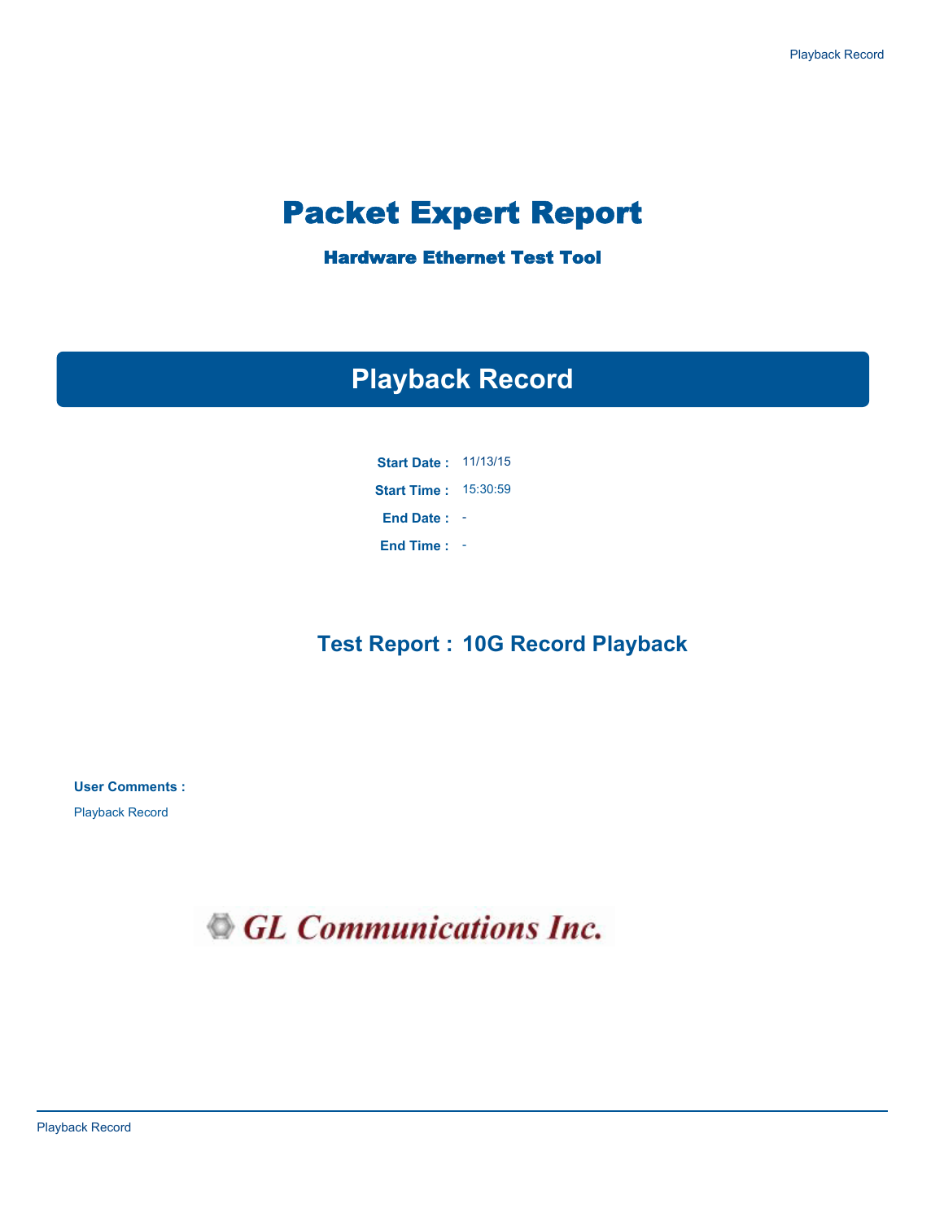# Packet Expert Report

### Hardware Ethernet Test Tool

## Playback Record

**Start Date :** 11/13/15

**Start Time :** 15:30:59

**End Date :** -

**End Time :** -

## Test Report : 10G Record Playback

**User Comments :**

Playback Record

GL Communications Inc.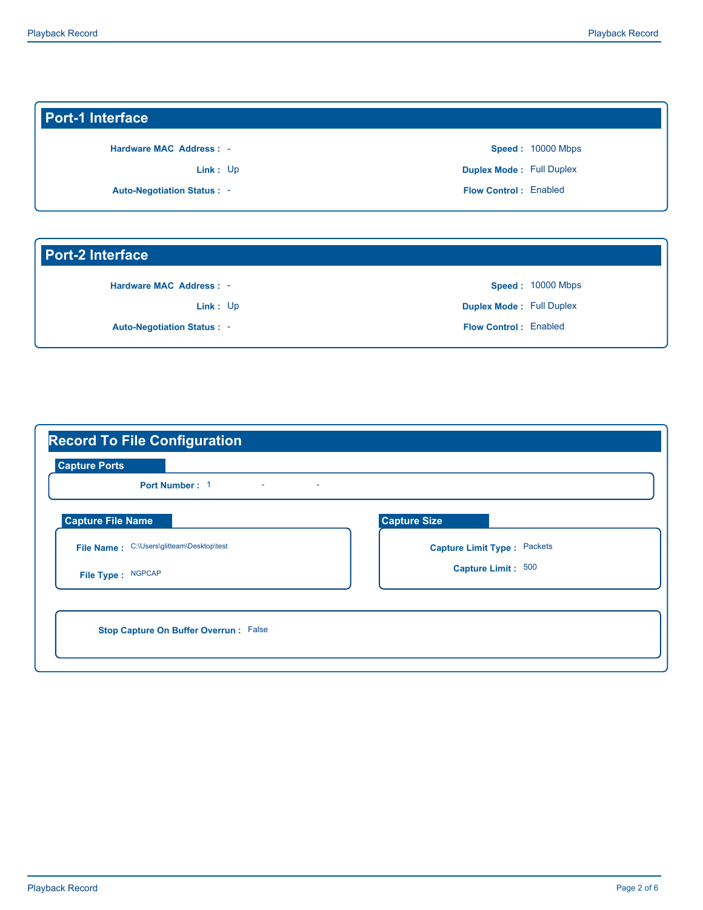## Port-1 Interface

| | | | |
|---|---|---|---|
| **Hardware MAC Address :** | - | **Speed :** | 10000 Mbps |
| **Link :** | Up | **Duplex Mode :** | Full Duplex |
| **Auto-Negotiation Status :** | - | **Flow Control :** | Enabled |

## Port-2 Interface

| | | | |
|---|---|---|---|
| **Hardware MAC Address :** | - | **Speed :** | 10000 Mbps |
| **Link :** | Up | **Duplex Mode :** | Full Duplex |
| **Auto-Negotiation Status :** | - | **Flow Control :** | Enabled |

## Record To File Configuration

### Capture Ports

**Port Number :** 1 - -

### Capture File Name

**File Name :** C:\Users\glitteam\Desktop\test

**File Type :** NGPCAP

### Capture Size

**Capture Limit Type :** Packets

**Capture Limit :** 500

**Stop Capture On Buffer Overrun :** False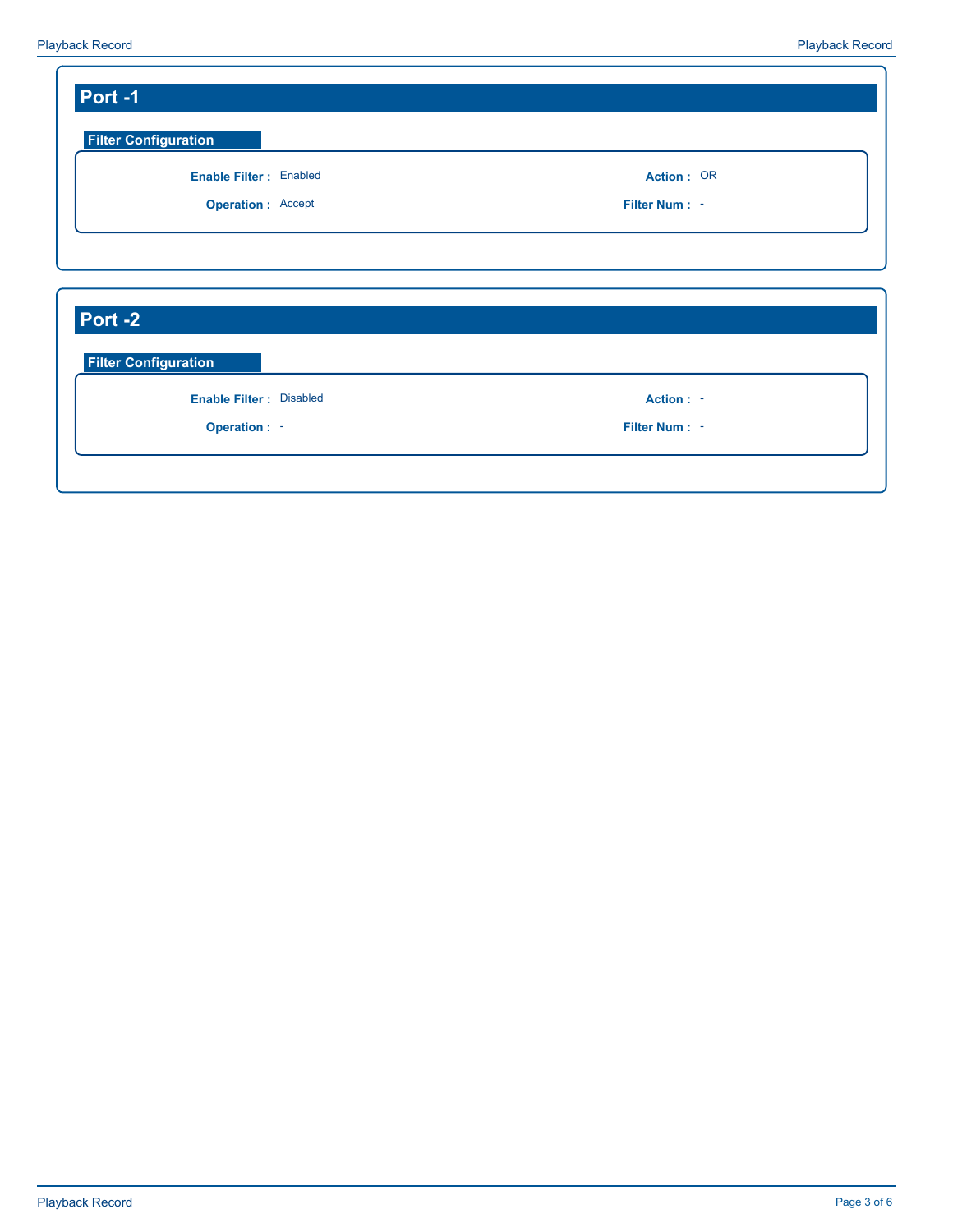## Port -1

### Filter Configuration

| | | | |
|---|---|---|---|
| **Enable Filter :** | Enabled | **Action :** | OR |
| **Operation :** | Accept | **Filter Num :** | - |

## Port -2

### Filter Configuration

| | | | |
|---|---|---|---|
| **Enable Filter :** | Disabled | **Action :** | - |
| **Operation :** | - | **Filter Num :** | - |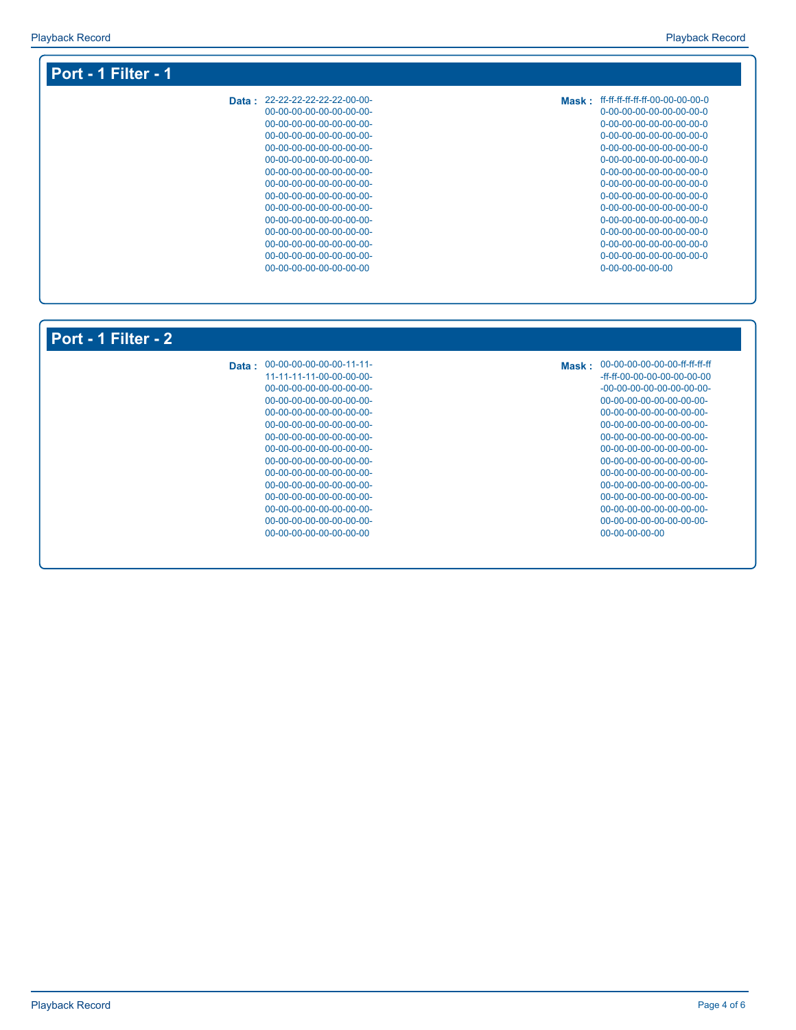## Port - 1 Filter - 1

**Data :** 22-22-22-22-22-22-00-00-00-00-00-00-00-00-00-00-00-00-00-00-00-00-00-00-00-00-00-00-00-00-00-00-00-00-00-00-00-00-00-00-00-00-00-00-00-00-00-00-00-00-00-00-00-00-00-00-00-00-00-00-00-00-00-00-00-00-00-00-00-00-00-00-00-00-00-00-00-00-00-00-00-00-00-00-00-00-00-00-00-00-00-00-00-00-00-00-00-00-00-00-00-00-00-00-00-00-00-00-00-00-00-00-00-00-00-00-00-00-00-00-00-00-00-00-00-00-00-00-00-00-00-00-00-00-00-00-00-00-00-00-00-00-00-00

**Mask :** ff-ff-ff-ff-ff-ff-00-00-00-00-00-00-00-00-00-00-00-00-00-00-00-00-00-00-00-00-00-00-00-00-00-00-00-00-00-00-00-00-00-00-00-00-00-00-00-00-00-00-00-00-00-00-00-00-00-00-00-00-00-00-00-00-00-00-00-00-00-00-00-00-00-00-00-00-00-00-00-00-00-00-00-00-00-00-00-00-00-00-00-00-00-00-00-00-00-00-00-00-00-00-00-00-00-00-00-00-00-00-00-00-00-00-00-00-00-00-00-00-00-00-00-00-00-00-00-00-00-00-00-00-00-00-00

## Port - 1 Filter - 2

**Data :** 00-00-00-00-00-00-11-11-11-11-11-11-00-00-00-00-00-00-00-00-00-00-00-00-00-00-00-00-00-00-00-00-00-00-00-00-00-00-00-00-00-00-00-00-00-00-00-00-00-00-00-00-00-00-00-00-00-00-00-00-00-00-00-00-00-00-00-00-00-00-00-00-00-00-00-00-00-00-00-00-00-00-00-00-00-00-00-00-00-00-00-00-00-00-00-00-00-00-00-00-00-00-00-00-00-00-00-00-00-00-00-00-00-00-00-00-00-00-00-00-00-00-00-00-00-00-00-00-00-00-00-00-00-00-00-00-00-00-00-00-00-00-00-00

**Mask :** 00-00-00-00-00-00-ff-ff-ff-ff-ff-ff-00-00-00-00-00-00-00-00-00-00-00-00-00-00-00-00-00-00-00-00-00-00-00-00-00-00-00-00-00-00-00-00-00-00-00-00-00-00-00-00-00-00-00-00-00-00-00-00-00-00-00-00-00-00-00-00-00-00-00-00-00-00-00-00-00-00-00-00-00-00-00-00-00-00-00-00-00-00-00-00-00-00-00-00-00-00-00-00-00-00-00-00-00-00-00-00-00-00-00-00-00-00-00-00-00-00-00-00-00-00-00-00-00-00-00-00-00-00-00-00-00-00-00-00-00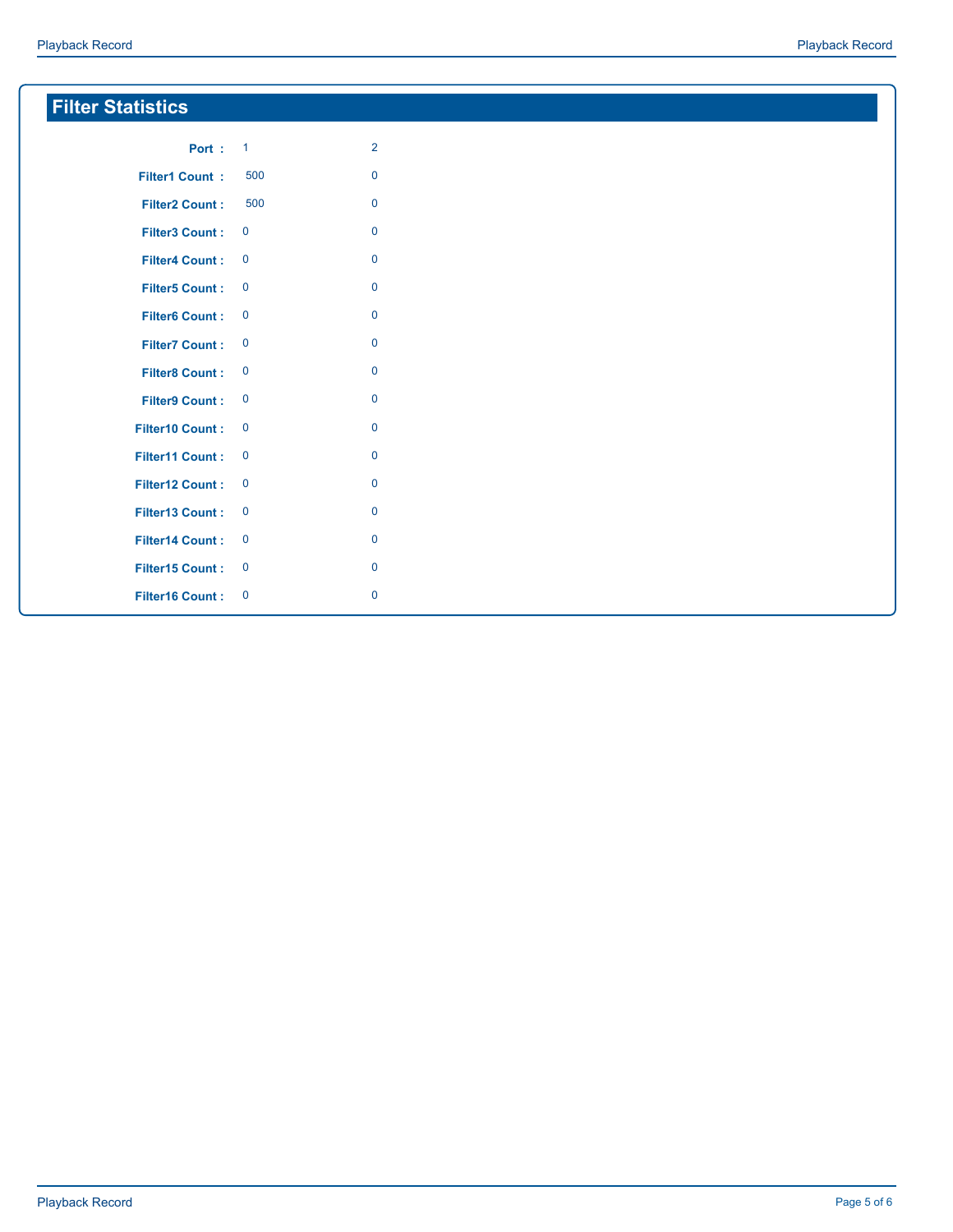## Filter Statistics

| Port : | 1 | 2 |
| --- | --- | --- |
| Filter1 Count : | 500 | 0 |
| Filter2 Count : | 500 | 0 |
| Filter3 Count : | 0 | 0 |
| Filter4 Count : | 0 | 0 |
| Filter5 Count : | 0 | 0 |
| Filter6 Count : | 0 | 0 |
| Filter7 Count : | 0 | 0 |
| Filter8 Count : | 0 | 0 |
| Filter9 Count : | 0 | 0 |
| Filter10 Count : | 0 | 0 |
| Filter11 Count : | 0 | 0 |
| Filter12 Count : | 0 | 0 |
| Filter13 Count : | 0 | 0 |
| Filter14 Count : | 0 | 0 |
| Filter15 Count : | 0 | 0 |
| Filter16 Count : | 0 | 0 |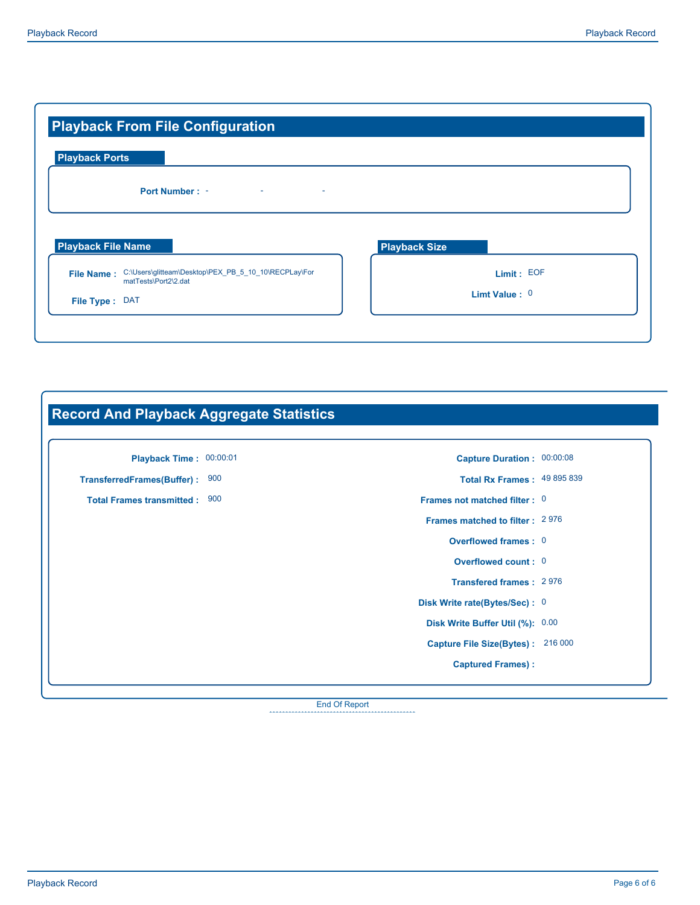## Playback From File Configuration

### Playback Ports

**Port Number :** - - -

### Playback File Name

**File Name :** C:\Users\glitteam\Desktop\PEX_PB_5_10_10\RECPLay\FormatTests\Port2\2.dat

**File Type :** DAT

### Playback Size

**Limit :** EOF

**Limt Value :** 0

## Record And Playback Aggregate Statistics

**Playback Time :** 00:00:01

**TransferredFrames(Buffer) :** 900

**Total Frames transmitted :** 900

**Capture Duration :** 00:00:08

**Total Rx Frames :** 49 895 839

**Frames not matched filter :** 0

**Frames matched to filter :** 2 976

**Overflowed frames :** 0

**Overflowed count :** 0

**Transfered frames :** 2 976

**Disk Write rate(Bytes/Sec) :** 0

**Disk Write Buffer Util (%):** 0.00

**Capture File Size(Bytes) :** 216 000

**Captured Frames) :**

End Of Report